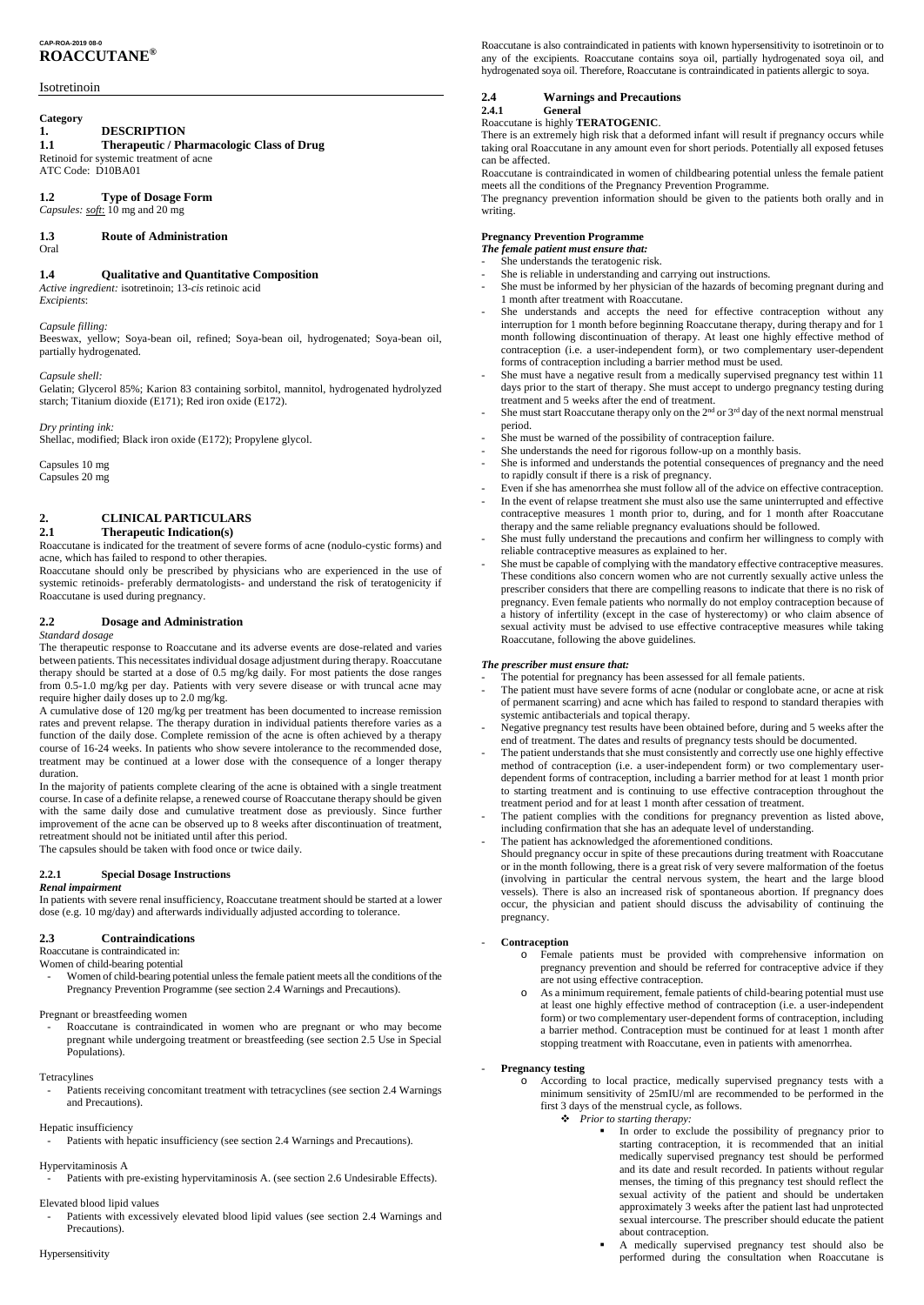CAP-ROA-2019 08-0

# ROACCUTANE®

Isotretinoin

**Category**

## 1. DESCRIPTION

### 1.1 Therapeutic / Pharmacologic Class of Drug

Retinoid for systemic treatment of acne
ATC Code: D10BA01

### 1.2 Type of Dosage Form

*Capsules: soft*: 10 mg and 20 mg

### 1.3 Route of Administration

Oral

### 1.4 Qualitative and Quantitative Composition

*Active ingredient:* isotretinoin; 13-*cis* retinoic acid
*Excipients*:

*Capsule filling:*
Beeswax, yellow; Soya-bean oil, refined; Soya-bean oil, hydrogenated; Soya-bean oil, partially hydrogenated.

*Capsule shell:*
Gelatin; Glycerol 85%; Karion 83 containing sorbitol, mannitol, hydrogenated hydrolyzed starch; Titanium dioxide (E171); Red iron oxide (E172).

*Dry printing ink:*
Shellac, modified; Black iron oxide (E172); Propylene glycol.

Capsules 10 mg
Capsules 20 mg

## 2. CLINICAL PARTICULARS

### 2.1 Therapeutic Indication(s)

Roaccutane is indicated for the treatment of severe forms of acne (nodulo-cystic forms) and acne, which has failed to respond to other therapies.

Roaccutane should only be prescribed by physicians who are experienced in the use of systemic retinoids- preferably dermatologists- and understand the risk of teratogenicity if Roaccutane is used during pregnancy.

### 2.2 Dosage and Administration

*Standard dosage*

The therapeutic response to Roaccutane and its adverse events are dose-related and varies between patients. This necessitates individual dosage adjustment during therapy. Roaccutane therapy should be started at a dose of 0.5 mg/kg daily. For most patients the dose ranges from 0.5-1.0 mg/kg per day. Patients with very severe disease or with truncal acne may require higher daily doses up to 2.0 mg/kg.

A cumulative dose of 120 mg/kg per treatment has been documented to increase remission rates and prevent relapse. The therapy duration in individual patients therefore varies as a function of the daily dose. Complete remission of the acne is often achieved by a therapy course of 16-24 weeks. In patients who show severe intolerance to the recommended dose, treatment may be continued at a lower dose with the consequence of a longer therapy duration.

In the majority of patients complete clearing of the acne is obtained with a single treatment course. In case of a definite relapse, a renewed course of Roaccutane therapy should be given with the same daily dose and cumulative treatment dose as previously. Since further improvement of the acne can be observed up to 8 weeks after discontinuation of treatment, retreatment should not be initiated until after this period.

The capsules should be taken with food once or twice daily.

#### 2.2.1 Special Dosage Instructions

***Renal impairment***

In patients with severe renal insufficiency, Roaccutane treatment should be started at a lower dose (e.g. 10 mg/day) and afterwards individually adjusted according to tolerance.

### 2.3 Contraindications

Roaccutane is contraindicated in:

Women of child-bearing potential

- Women of child-bearing potential unless the female patient meets all the conditions of the Pregnancy Prevention Programme (see section 2.4 Warnings and Precautions).

Pregnant or breastfeeding women

- Roaccutane is contraindicated in women who are pregnant or who may become pregnant while undergoing treatment or breastfeeding (see section 2.5 Use in Special Populations).

Tetracylines

- Patients receiving concomitant treatment with tetracyclines (see section 2.4 Warnings and Precautions).

Hepatic insufficiency

- Patients with hepatic insufficiency (see section 2.4 Warnings and Precautions).

Hypervitaminosis A

- Patients with pre-existing hypervitaminosis A. (see section 2.6 Undesirable Effects).

Elevated blood lipid values

- Patients with excessively elevated blood lipid values (see section 2.4 Warnings and Precautions).

Hypersensitivity

Roaccutane is also contraindicated in patients with known hypersensitivity to isotretinoin or to any of the excipients. Roaccutane contains soya oil, partially hydrogenated soya oil, and hydrogenated soya oil. Therefore, Roaccutane is contraindicated in patients allergic to soya.

### 2.4 Warnings and Precautions

#### 2.4.1 General

Roaccutane is highly **TERATOGENIC**.

There is an extremely high risk that a deformed infant will result if pregnancy occurs while taking oral Roaccutane in any amount even for short periods. Potentially all exposed fetuses can be affected.

Roaccutane is contraindicated in women of childbearing potential unless the female patient meets all the conditions of the Pregnancy Prevention Programme.

The pregnancy prevention information should be given to the patients both orally and in writing.

**Pregnancy Prevention Programme**

***The female patient must ensure that:***

- She understands the teratogenic risk.
- She is reliable in understanding and carrying out instructions.
- She must be informed by her physician of the hazards of becoming pregnant during and 1 month after treatment with Roaccutane.
- She understands and accepts the need for effective contraception without any interruption for 1 month before beginning Roaccutane therapy, during therapy and for 1 month following discontinuation of therapy. At least one highly effective method of contraception (i.e. a user-independent form), or two complementary user-dependent forms of contraception including a barrier method must be used.
- She must have a negative result from a medically supervised pregnancy test within 11 days prior to the start of therapy. She must accept to undergo pregnancy testing during treatment and 5 weeks after the end of treatment.
- She must start Roaccutane therapy only on the 2nd or 3rd day of the next normal menstrual period.
- She must be warned of the possibility of contraception failure.
- She understands the need for rigorous follow-up on a monthly basis.
- She is informed and understands the potential consequences of pregnancy and the need to rapidly consult if there is a risk of pregnancy.
- Even if she has amenorrhea she must follow all of the advice on effective contraception.
- In the event of relapse treatment she must also use the same uninterrupted and effective contraceptive measures 1 month prior to, during, and for 1 month after Roaccutane therapy and the same reliable pregnancy evaluations should be followed.
- She must fully understand the precautions and confirm her willingness to comply with reliable contraceptive measures as explained to her.
- She must be capable of complying with the mandatory effective contraceptive measures. These conditions also concern women who are not currently sexually active unless the prescriber considers that there are compelling reasons to indicate that there is no risk of pregnancy. Even female patients who normally do not employ contraception because of a history of infertility (except in the case of hysterectomy) or who claim absence of sexual activity must be advised to use effective contraceptive measures while taking Roaccutane, following the above guidelines.

***The prescriber must ensure that:***

- The potential for pregnancy has been assessed for all female patients.
- The patient must have severe forms of acne (nodular or conglobate acne, or acne at risk of permanent scarring) and acne which has failed to respond to standard therapies with systemic antibacterials and topical therapy.
- Negative pregnancy test results have been obtained before, during and 5 weeks after the end of treatment. The dates and results of pregnancy tests should be documented.
- The patient understands that she must consistently and correctly use one highly effective method of contraception (i.e. a user-independent form) or two complementary user-dependent forms of contraception, including a barrier method for at least 1 month prior to starting treatment and is continuing to use effective contraception throughout the treatment period and for at least 1 month after cessation of treatment.
- The patient complies with the conditions for pregnancy prevention as listed above, including confirmation that she has an adequate level of understanding.
- The patient has acknowledged the aforementioned conditions.

  Should pregnancy occur in spite of these precautions during treatment with Roaccutane or in the month following, there is a great risk of very severe malformation of the foetus (involving in particular the central nervous system, the heart and the large blood vessels). There is also an increased risk of spontaneous abortion. If pregnancy does occur, the physician and patient should discuss the advisability of continuing the pregnancy.

- **Contraception**
  - Female patients must be provided with comprehensive information on pregnancy prevention and should be referred for contraceptive advice if they are not using effective contraception.
  - As a minimum requirement, female patients of child-bearing potential must use at least one highly effective method of contraception (i.e. a user-independent form) or two complementary user-dependent forms of contraception, including a barrier method. Contraception must be continued for at least 1 month after stopping treatment with Roaccutane, even in patients with amenorrhea.

- **Pregnancy testing**
  - According to local practice, medically supervised pregnancy tests with a minimum sensitivity of 25mIU/ml are recommended to be performed in the first 3 days of the menstrual cycle, as follows.
    - *Prior to starting therapy:*
      - In order to exclude the possibility of pregnancy prior to starting contraception, it is recommended that an initial medically supervised pregnancy test should be performed and its date and result recorded. In patients without regular menses, the timing of this pregnancy test should reflect the sexual activity of the patient and should be undertaken approximately 3 weeks after the patient last had unprotected sexual intercourse. The prescriber should educate the patient about contraception.
      - A medically supervised pregnancy test should also be performed during the consultation when Roaccutane is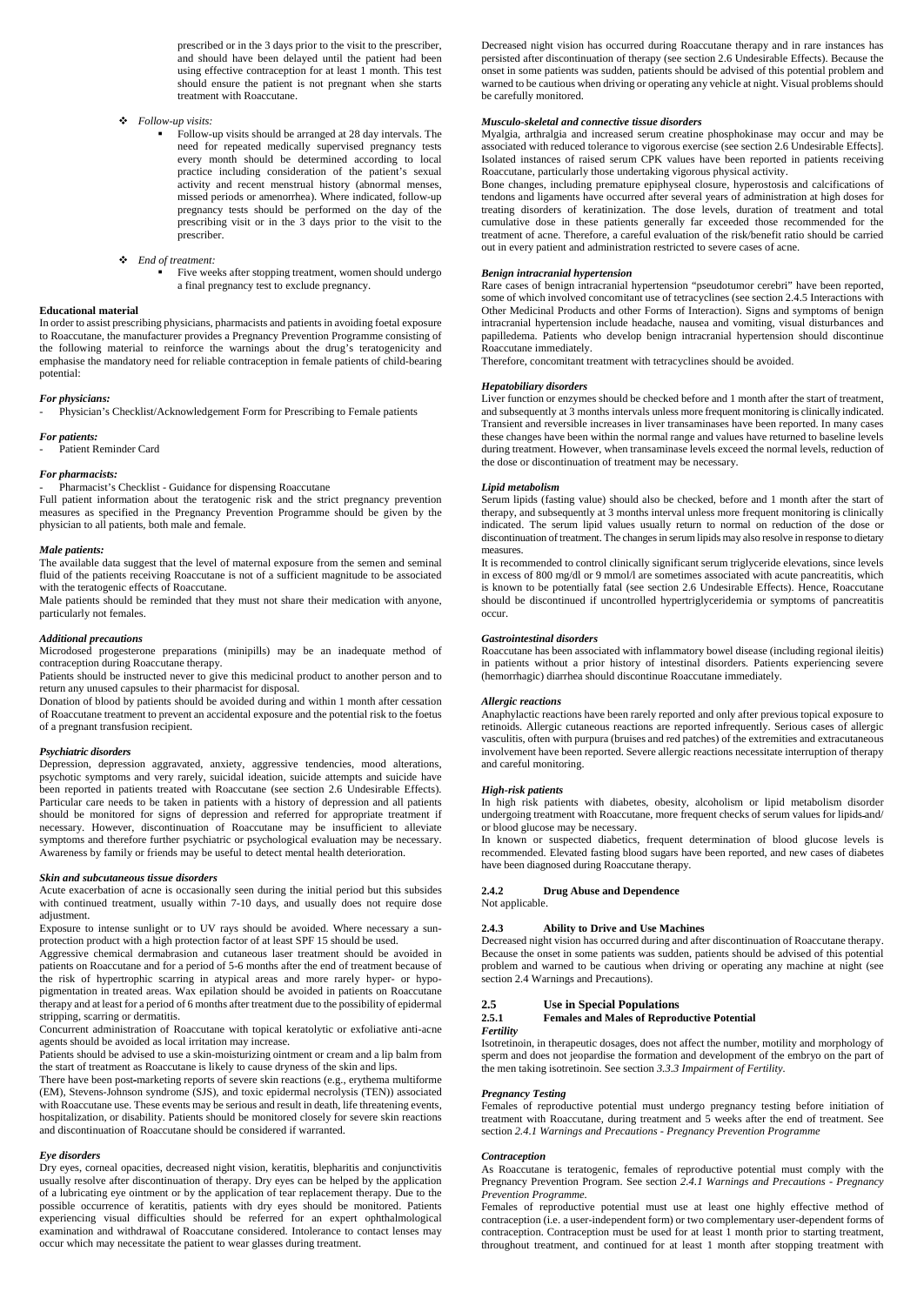prescribed or in the 3 days prior to the visit to the prescriber, and should have been delayed until the patient had been using effective contraception for at least 1 month. This test should ensure the patient is not pregnant when she starts treatment with Roaccutane.

- *Follow-up visits:*
  - Follow-up visits should be arranged at 28 day intervals. The need for repeated medically supervised pregnancy tests every month should be determined according to local practice including consideration of the patient's sexual activity and recent menstrual history (abnormal menses, missed periods or amenorrhea). Where indicated, follow-up pregnancy tests should be performed on the day of the prescribing visit or in the 3 days prior to the visit to the prescriber.

- *End of treatment:*
  - Five weeks after stopping treatment, women should undergo a final pregnancy test to exclude pregnancy.

**Educational material**

In order to assist prescribing physicians, pharmacists and patients in avoiding foetal exposure to Roaccutane, the manufacturer provides a Pregnancy Prevention Programme consisting of the following material to reinforce the warnings about the drug's teratogenicity and emphasise the mandatory need for reliable contraception in female patients of child-bearing potential:

***For physicians:***

- Physician's Checklist/Acknowledgement Form for Prescribing to Female patients

***For patients:***

- Patient Reminder Card

***For pharmacists:***

- Pharmacist's Checklist - Guidance for dispensing Roaccutane

Full patient information about the teratogenic risk and the strict pregnancy prevention measures as specified in the Pregnancy Prevention Programme should be given by the physician to all patients, both male and female.

***Male patients:***

The available data suggest that the level of maternal exposure from the semen and seminal fluid of the patients receiving Roaccutane is not of a sufficient magnitude to be associated with the teratogenic effects of Roaccutane.

Male patients should be reminded that they must not share their medication with anyone, particularly not females.

***Additional precautions***

Microdosed progesterone preparations (minipills) may be an inadequate method of contraception during Roaccutane therapy.

Patients should be instructed never to give this medicinal product to another person and to return any unused capsules to their pharmacist for disposal.

Donation of blood by patients should be avoided during and within 1 month after cessation of Roaccutane treatment to prevent an accidental exposure and the potential risk to the foetus of a pregnant transfusion recipient.

***Psychiatric disorders***

Depression, depression aggravated, anxiety, aggressive tendencies, mood alterations, psychotic symptoms and very rarely, suicidal ideation, suicide attempts and suicide have been reported in patients treated with Roaccutane (see section 2.6 Undesirable Effects). Particular care needs to be taken in patients with a history of depression and all patients should be monitored for signs of depression and referred for appropriate treatment if necessary. However, discontinuation of Roaccutane may be insufficient to alleviate symptoms and therefore further psychiatric or psychological evaluation may be necessary. Awareness by family or friends may be useful to detect mental health deterioration.

***Skin and subcutaneous tissue disorders***

Acute exacerbation of acne is occasionally seen during the initial period but this subsides with continued treatment, usually within 7-10 days, and usually does not require dose adjustment.

Exposure to intense sunlight or to UV rays should be avoided. Where necessary a sun-protection product with a high protection factor of at least SPF 15 should be used.

Aggressive chemical dermabrasion and cutaneous laser treatment should be avoided in patients on Roaccutane and for a period of 5-6 months after the end of treatment because of the risk of hypertrophic scarring in atypical areas and more rarely hyper- or hypo-pigmentation in treated areas. Wax epilation should be avoided in patients on Roaccutane therapy and at least for a period of 6 months after treatment due to the possibility of epidermal stripping, scarring or dermatitis.

Concurrent administration of Roaccutane with topical keratolytic or exfoliative anti-acne agents should be avoided as local irritation may increase.

Patients should be advised to use a skin-moisturizing ointment or cream and a lip balm from the start of treatment as Roaccutane is likely to cause dryness of the skin and lips.

There have been post-marketing reports of severe skin reactions (e.g., erythema multiforme (EM), Stevens-Johnson syndrome (SJS), and toxic epidermal necrolysis (TEN)) associated with Roaccutane use. These events may be serious and result in death, life threatening events, hospitalization, or disability. Patients should be monitored closely for severe skin reactions and discontinuation of Roaccutane should be considered if warranted.

***Eye disorders***

Dry eyes, corneal opacities, decreased night vision, keratitis, blepharitis and conjunctivitis usually resolve after discontinuation of therapy. Dry eyes can be helped by the application of a lubricating eye ointment or by the application of tear replacement therapy. Due to the possible occurrence of keratitis, patients with dry eyes should be monitored. Patients experiencing visual difficulties should be referred for an expert ophthalmological examination and withdrawal of Roaccutane considered. Intolerance to contact lenses may occur which may necessitate the patient to wear glasses during treatment.

Decreased night vision has occurred during Roaccutane therapy and in rare instances has persisted after discontinuation of therapy (see section 2.6 Undesirable Effects). Because the onset in some patients was sudden, patients should be advised of this potential problem and warned to be cautious when driving or operating any vehicle at night. Visual problems should be carefully monitored.

***Musculo-skeletal and connective tissue disorders***

Myalgia, arthralgia and increased serum creatine phosphokinase may occur and may be associated with reduced tolerance to vigorous exercise (see section 2.6 Undesirable Effects]. Isolated instances of raised serum CPK values have been reported in patients receiving Roaccutane, particularly those undertaking vigorous physical activity.

Bone changes, including premature epiphyseal closure, hyperostosis and calcifications of tendons and ligaments have occurred after several years of administration at high doses for treating disorders of keratinization. The dose levels, duration of treatment and total cumulative dose in these patients generally far exceeded those recommended for the treatment of acne. Therefore, a careful evaluation of the risk/benefit ratio should be carried out in every patient and administration restricted to severe cases of acne.

***Benign intracranial hypertension***

Rare cases of benign intracranial hypertension "pseudotumor cerebri" have been reported, some of which involved concomitant use of tetracyclines (see section 2.4.5 Interactions with Other Medicinal Products and other Forms of Interaction). Signs and symptoms of benign intracranial hypertension include headache, nausea and vomiting, visual disturbances and papilledema. Patients who develop benign intracranial hypertension should discontinue Roaccutane immediately.

Therefore, concomitant treatment with tetracyclines should be avoided.

***Hepatobiliary disorders***

Liver function or enzymes should be checked before and 1 month after the start of treatment, and subsequently at 3 months intervals unless more frequent monitoring is clinically indicated. Transient and reversible increases in liver transaminases have been reported. In many cases these changes have been within the normal range and values have returned to baseline levels during treatment. However, when transaminase levels exceed the normal levels, reduction of the dose or discontinuation of treatment may be necessary.

***Lipid metabolism***

Serum lipids (fasting value) should also be checked, before and 1 month after the start of therapy, and subsequently at 3 months interval unless more frequent monitoring is clinically indicated. The serum lipid values usually return to normal on reduction of the dose or discontinuation of treatment. The changes in serum lipids may also resolve in response to dietary measures.

It is recommended to control clinically significant serum triglyceride elevations, since levels in excess of 800 mg/dl or 9 mmol/l are sometimes associated with acute pancreatitis, which is known to be potentially fatal (see section 2.6 Undesirable Effects). Hence, Roaccutane should be discontinued if uncontrolled hypertriglyceridemia or symptoms of pancreatitis occur.

***Gastrointestinal disorders***

Roaccutane has been associated with inflammatory bowel disease (including regional ileitis) in patients without a prior history of intestinal disorders. Patients experiencing severe (hemorrhagic) diarrhea should discontinue Roaccutane immediately.

***Allergic reactions***

Anaphylactic reactions have been rarely reported and only after previous topical exposure to retinoids. Allergic cutaneous reactions are reported infrequently. Serious cases of allergic vasculitis, often with purpura (bruises and red patches) of the extremities and extracutaneous involvement have been reported. Severe allergic reactions necessitate interruption of therapy and careful monitoring.

***High-risk patients***

In high risk patients with diabetes, obesity, alcoholism or lipid metabolism disorder undergoing treatment with Roaccutane, more frequent checks of serum values for lipids and/ or blood glucose may be necessary.

In known or suspected diabetics, frequent determination of blood glucose levels is recommended. Elevated fasting blood sugars have been reported, and new cases of diabetes have been diagnosed during Roaccutane therapy.

### 2.4.2 Drug Abuse and Dependence

Not applicable.

### 2.4.3 Ability to Drive and Use Machines

Decreased night vision has occurred during and after discontinuation of Roaccutane therapy. Because the onset in some patients was sudden, patients should be advised of this potential problem and warned to be cautious when driving or operating any machine at night (see section 2.4 Warnings and Precautions).

## 2.5 Use in Special Populations

### 2.5.1 Females and Males of Reproductive Potential

***Fertility***

Isotretinoin, in therapeutic dosages, does not affect the number, motility and morphology of sperm and does not jeopardise the formation and development of the embryo on the part of the men taking isotretinoin. See section *3.3.3 Impairment of Fertility*.

***Pregnancy Testing***

Females of reproductive potential must undergo pregnancy testing before initiation of treatment with Roaccutane, during treatment and 5 weeks after the end of treatment. See section *2.4.1 Warnings and Precautions - Pregnancy Prevention Programme*

***Contraception***

As Roaccutane is teratogenic, females of reproductive potential must comply with the Pregnancy Prevention Program. See section *2.4.1 Warnings and Precautions - Pregnancy Prevention Programme.*

Females of reproductive potential must use at least one highly effective method of contraception (i.e. a user-independent form) or two complementary user-dependent forms of contraception. Contraception must be used for at least 1 month prior to starting treatment, throughout treatment, and continued for at least 1 month after stopping treatment with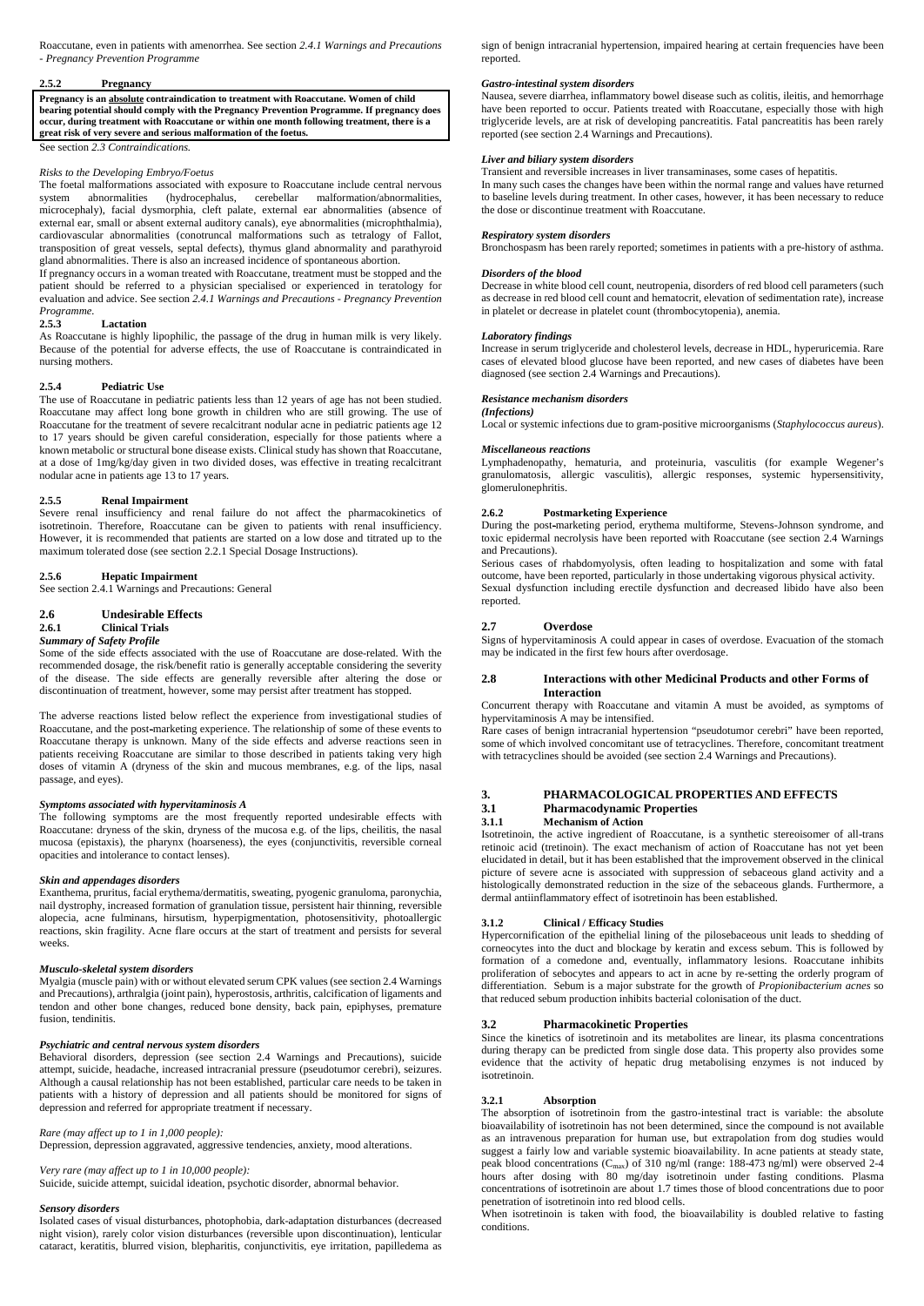Roaccutane, even in patients with amenorrhea. See section *2.4.1 Warnings and Precautions - Pregnancy Prevention Programme*

### 2.5.2 Pregnancy

**Pregnancy is an absolute contraindication to treatment with Roaccutane. Women of child bearing potential should comply with the Pregnancy Prevention Programme. If pregnancy does occur, during treatment with Roaccutane or within one month following treatment, there is a great risk of very severe and serious malformation of the foetus.**

See section *2.3 Contraindications.*

*Risks to the Developing Embryo/Foetus*

The foetal malformations associated with exposure to Roaccutane include central nervous system abnormalities (hydrocephalus, cerebellar malformation/abnormalities, microcephaly), facial dysmorphia, cleft palate, external ear abnormalities (absence of external ear, small or absent external auditory canals), eye abnormalities (microphthalmia), cardiovascular abnormalities (conotruncal malformations such as tetralogy of Fallot, transposition of great vessels, septal defects), thymus gland abnormality and parathyroid gland abnormalities. There is also an increased incidence of spontaneous abortion.

If pregnancy occurs in a woman treated with Roaccutane, treatment must be stopped and the patient should be referred to a physician specialised or experienced in teratology for evaluation and advice. See section *2.4.1 Warnings and Precautions - Pregnancy Prevention Programme.*

### 2.5.3 Lactation

As Roaccutane is highly lipophilic, the passage of the drug in human milk is very likely. Because of the potential for adverse effects, the use of Roaccutane is contraindicated in nursing mothers.

### 2.5.4 Pediatric Use

The use of Roaccutane in pediatric patients less than 12 years of age has not been studied. Roaccutane may affect long bone growth in children who are still growing. The use of Roaccutane for the treatment of severe recalcitrant nodular acne in pediatric patients age 12 to 17 years should be given careful consideration, especially for those patients where a known metabolic or structural bone disease exists. Clinical study has shown that Roaccutane, at a dose of 1mg/kg/day given in two divided doses, was effective in treating recalcitrant nodular acne in patients age 13 to 17 years.

### 2.5.5 Renal Impairment

Severe renal insufficiency and renal failure do not affect the pharmacokinetics of isotretinoin. Therefore, Roaccutane can be given to patients with renal insufficiency. However, it is recommended that patients are started on a low dose and titrated up to the maximum tolerated dose (see section 2.2.1 Special Dosage Instructions).

### 2.5.6 Hepatic Impairment

See section 2.4.1 Warnings and Precautions: General

## 2.6 Undesirable Effects

### 2.6.1 Clinical Trials

***Summary of Safety Profile***

Some of the side effects associated with the use of Roaccutane are dose-related. With the recommended dosage, the risk/benefit ratio is generally acceptable considering the severity of the disease. The side effects are generally reversible after altering the dose or discontinuation of treatment, however, some may persist after treatment has stopped.

The adverse reactions listed below reflect the experience from investigational studies of Roaccutane, and the post-marketing experience. The relationship of some of these events to Roaccutane therapy is unknown. Many of the side effects and adverse reactions seen in patients receiving Roaccutane are similar to those described in patients taking very high doses of vitamin A (dryness of the skin and mucous membranes, e.g. of the lips, nasal passage, and eyes).

***Symptoms associated with hypervitaminosis A***

The following symptoms are the most frequently reported undesirable effects with Roaccutane: dryness of the skin, dryness of the mucosa e.g. of the lips, cheilitis, the nasal mucosa (epistaxis), the pharynx (hoarseness), the eyes (conjunctivitis, reversible corneal opacities and intolerance to contact lenses).

***Skin and appendages disorders***

Exanthema, pruritus, facial erythema/dermatitis, sweating, pyogenic granuloma, paronychia, nail dystrophy, increased formation of granulation tissue, persistent hair thinning, reversible alopecia, acne fulminans, hirsutism, hyperpigmentation, photosensitivity, photoallergic reactions, skin fragility. Acne flare occurs at the start of treatment and persists for several weeks.

***Musculo-skeletal system disorders***

Myalgia (muscle pain) with or without elevated serum CPK values (see section 2.4 Warnings and Precautions), arthralgia (joint pain), hyperostosis, arthritis, calcification of ligaments and tendon and other bone changes, reduced bone density, back pain, epiphyses, premature fusion, tendinitis.

***Psychiatric and central nervous system disorders***

Behavioral disorders, depression (see section 2.4 Warnings and Precautions), suicide attempt, suicide, headache, increased intracranial pressure (pseudotumor cerebri), seizures. Although a causal relationship has not been established, particular care needs to be taken in patients with a history of depression and all patients should be monitored for signs of depression and referred for appropriate treatment if necessary.

*Rare (may affect up to 1 in 1,000 people):*

Depression, depression aggravated, aggressive tendencies, anxiety, mood alterations.

*Very rare (may affect up to 1 in 10,000 people):*

Suicide, suicide attempt, suicidal ideation, psychotic disorder, abnormal behavior.

***Sensory disorders***

Isolated cases of visual disturbances, photophobia, dark-adaptation disturbances (decreased night vision), rarely color vision disturbances (reversible upon discontinuation), lenticular cataract, keratitis, blurred vision, blepharitis, conjunctivitis, eye irritation, papilledema as sign of benign intracranial hypertension, impaired hearing at certain frequencies have been reported.

***Gastro-intestinal system disorders***

Nausea, severe diarrhea, inflammatory bowel disease such as colitis, ileitis, and hemorrhage have been reported to occur. Patients treated with Roaccutane, especially those with high triglyceride levels, are at risk of developing pancreatitis. Fatal pancreatitis has been rarely reported (see section 2.4 Warnings and Precautions).

***Liver and biliary system disorders***

Transient and reversible increases in liver transaminases, some cases of hepatitis.

In many such cases the changes have been within the normal range and values have returned to baseline levels during treatment. In other cases, however, it has been necessary to reduce the dose or discontinue treatment with Roaccutane.

***Respiratory system disorders***

Bronchospasm has been rarely reported; sometimes in patients with a pre-history of asthma.

***Disorders of the blood***

Decrease in white blood cell count, neutropenia, disorders of red blood cell parameters (such as decrease in red blood cell count and hematocrit, elevation of sedimentation rate), increase in platelet or decrease in platelet count (thrombocytopenia), anemia.

***Laboratory findings***

Increase in serum triglyceride and cholesterol levels, decrease in HDL, hyperuricemia. Rare cases of elevated blood glucose have been reported, and new cases of diabetes have been diagnosed (see section 2.4 Warnings and Precautions).

***Resistance mechanism disorders***

***(Infections)***

Local or systemic infections due to gram-positive microorganisms (*Staphylococcus aureus*).

***Miscellaneous reactions***

Lymphadenopathy, hematuria, and proteinuria, vasculitis (for example Wegener's granulomatosis, allergic vasculitis), allergic responses, systemic hypersensitivity, glomerulonephritis.

### 2.6.2 Postmarketing Experience

During the post-marketing period, erythema multiforme, Stevens-Johnson syndrome, and toxic epidermal necrolysis have been reported with Roaccutane (see section 2.4 Warnings and Precautions).

Serious cases of rhabdomyolysis, often leading to hospitalization and some with fatal outcome, have been reported, particularly in those undertaking vigorous physical activity.

Sexual dysfunction including erectile dysfunction and decreased libido have also been reported.

## 2.7 Overdose

Signs of hypervitaminosis A could appear in cases of overdose. Evacuation of the stomach may be indicated in the first few hours after overdosage.

## 2.8 Interactions with other Medicinal Products and other Forms of Interaction

Concurrent therapy with Roaccutane and vitamin A must be avoided, as symptoms of hypervitaminosis A may be intensified.

Rare cases of benign intracranial hypertension "pseudotumor cerebri" have been reported, some of which involved concomitant use of tetracyclines. Therefore, concomitant treatment with tetracyclines should be avoided (see section 2.4 Warnings and Precautions).

# 3. PHARMACOLOGICAL PROPERTIES AND EFFECTS

## 3.1 Pharmacodynamic Properties

### 3.1.1 Mechanism of Action

Isotretinoin, the active ingredient of Roaccutane, is a synthetic stereoisomer of all-trans retinoic acid (tretinoin). The exact mechanism of action of Roaccutane has not yet been elucidated in detail, but it has been established that the improvement observed in the clinical picture of severe acne is associated with suppression of sebaceous gland activity and a histologically demonstrated reduction in the size of the sebaceous glands. Furthermore, a dermal antiinflammatory effect of isotretinoin has been established.

### 3.1.2 Clinical / Efficacy Studies

Hypercornification of the epithelial lining of the pilosebaceous unit leads to shedding of corneocytes into the duct and blockage by keratin and excess sebum. This is followed by formation of a comedone and, eventually, inflammatory lesions. Roaccutane inhibits proliferation of sebocytes and appears to act in acne by re-setting the orderly program of differentiation. Sebum is a major substrate for the growth of *Propionibacterium acnes* so that reduced sebum production inhibits bacterial colonisation of the duct.

## 3.2 Pharmacokinetic Properties

Since the kinetics of isotretinoin and its metabolites are linear, its plasma concentrations during therapy can be predicted from single dose data. This property also provides some evidence that the activity of hepatic drug metabolising enzymes is not induced by isotretinoin.

### 3.2.1 Absorption

The absorption of isotretinoin from the gastro-intestinal tract is variable: the absolute bioavailability of isotretinoin has not been determined, since the compound is not available as an intravenous preparation for human use, but extrapolation from dog studies would suggest a fairly low and variable systemic bioavailability. In acne patients at steady state, peak blood concentrations ($C_{max}$) of 310 ng/ml (range: 188-473 ng/ml) were observed 2-4 hours after dosing with 80 mg/day isotretinoin under fasting conditions. Plasma concentrations of isotretinoin are about 1.7 times those of blood concentrations due to poor penetration of isotretinoin into red blood cells.

When isotretinoin is taken with food, the bioavailability is doubled relative to fasting conditions.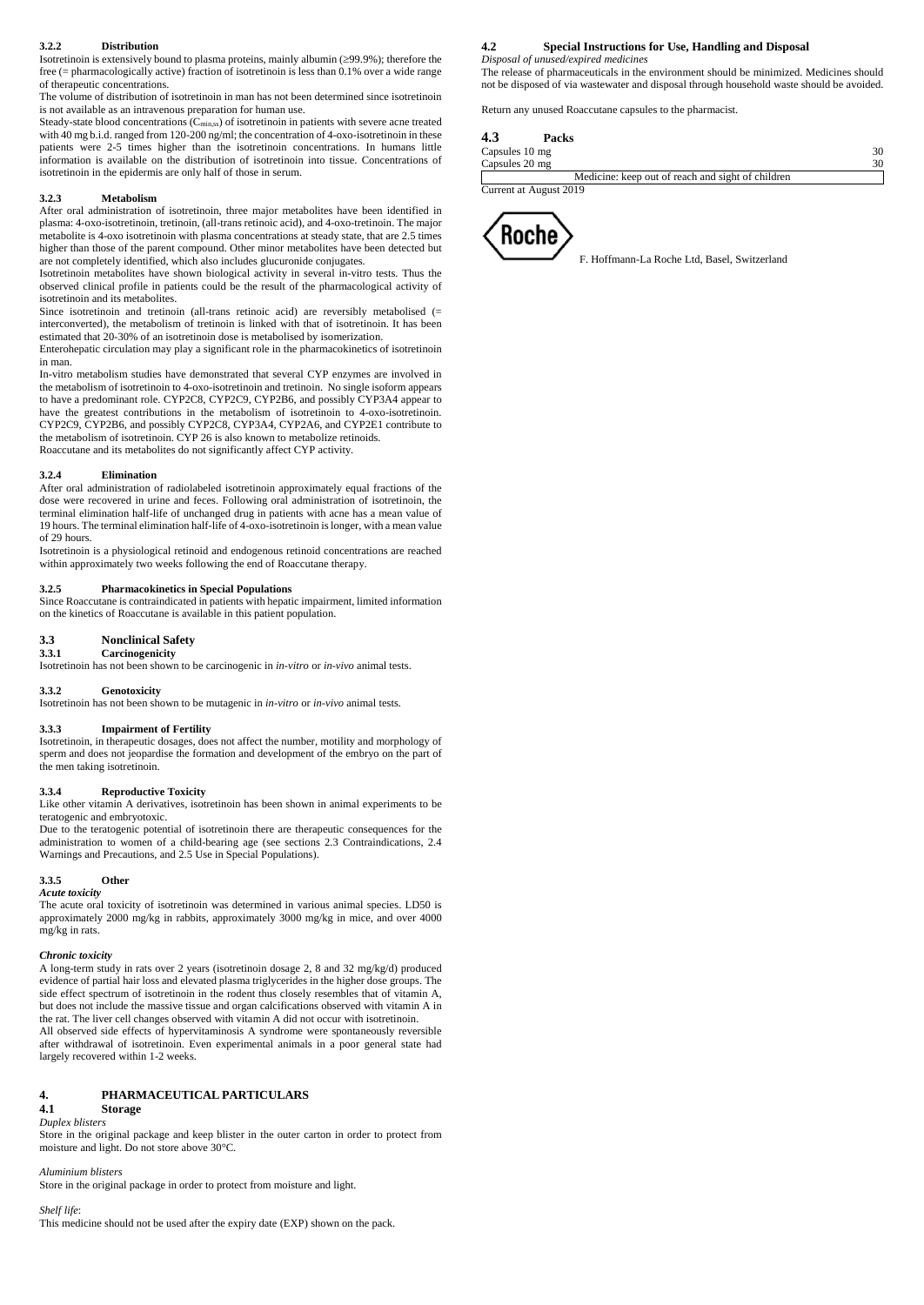### 3.2.2 Distribution

Isotretinoin is extensively bound to plasma proteins, mainly albumin (≥99.9%); therefore the free (= pharmacologically active) fraction of isotretinoin is less than 0.1% over a wide range of therapeutic concentrations.

The volume of distribution of isotretinoin in man has not been determined since isotretinoin is not available as an intravenous preparation for human use.

Steady-state blood concentrations ($C_{min,ss}$) of isotretinoin in patients with severe acne treated with 40 mg b.i.d. ranged from 120-200 ng/ml; the concentration of 4-oxo-isotretinoin in these patients were 2-5 times higher than the isotretinoin concentrations. In humans little information is available on the distribution of isotretinoin into tissue. Concentrations of isotretinoin in the epidermis are only half of those in serum.

### 3.2.3 Metabolism

After oral administration of isotretinoin, three major metabolites have been identified in plasma: 4-oxo-isotretinoin, tretinoin, (all-trans retinoic acid), and 4-oxo-tretinoin. The major metabolite is 4-oxo isotretinoin with plasma concentrations at steady state, that are 2.5 times higher than those of the parent compound. Other minor metabolites have been detected but are not completely identified, which also includes glucuronide conjugates.

Isotretinoin metabolites have shown biological activity in several in-vitro tests. Thus the observed clinical profile in patients could be the result of the pharmacological activity of isotretinoin and its metabolites.

Since isotretinoin and tretinoin (all-trans retinoic acid) are reversibly metabolised (= interconverted), the metabolism of tretinoin is linked with that of isotretinoin. It has been estimated that 20-30% of an isotretinoin dose is metabolised by isomerization.

Enterohepatic circulation may play a significant role in the pharmacokinetics of isotretinoin in man.

In-vitro metabolism studies have demonstrated that several CYP enzymes are involved in the metabolism of isotretinoin to 4-oxo-isotretinoin and tretinoin. No single isoform appears to have a predominant role. CYP2C8, CYP2C9, CYP2B6, and possibly CYP3A4 appear to have the greatest contributions in the metabolism of isotretinoin to 4-oxo-isotretinoin. CYP2C9, CYP2B6, and possibly CYP2C8, CYP3A4, CYP2A6, and CYP2E1 contribute to the metabolism of isotretinoin. CYP 26 is also known to metabolize retinoids.

Roaccutane and its metabolites do not significantly affect CYP activity.

### 3.2.4 Elimination

After oral administration of radiolabeled isotretinoin approximately equal fractions of the dose were recovered in urine and feces. Following oral administration of isotretinoin, the terminal elimination half-life of unchanged drug in patients with acne has a mean value of 19 hours. The terminal elimination half-life of 4-oxo-isotretinoin is longer, with a mean value of 29 hours.

Isotretinoin is a physiological retinoid and endogenous retinoid concentrations are reached within approximately two weeks following the end of Roaccutane therapy.

### 3.2.5 Pharmacokinetics in Special Populations

Since Roaccutane is contraindicated in patients with hepatic impairment, limited information on the kinetics of Roaccutane is available in this patient population.

## 3.3 Nonclinical Safety

### 3.3.1 Carcinogenicity

Isotretinoin has not been shown to be carcinogenic in *in-vitro* or *in-vivo* animal tests.

### 3.3.2 Genotoxicity

Isotretinoin has not been shown to be mutagenic in *in-vitro* or *in-vivo* animal tests.

### 3.3.3 Impairment of Fertility

Isotretinoin, in therapeutic dosages, does not affect the number, motility and morphology of sperm and does not jeopardise the formation and development of the embryo on the part of the men taking isotretinoin.

### 3.3.4 Reproductive Toxicity

Like other vitamin A derivatives, isotretinoin has been shown in animal experiments to be teratogenic and embryotoxic.

Due to the teratogenic potential of isotretinoin there are therapeutic consequences for the administration to women of a child-bearing age (see sections 2.3 Contraindications, 2.4 Warnings and Precautions, and 2.5 Use in Special Populations).

### 3.3.5 Other

*Acute toxicity*

The acute oral toxicity of isotretinoin was determined in various animal species. LD50 is approximately 2000 mg/kg in rabbits, approximately 3000 mg/kg in mice, and over 4000 mg/kg in rats.

*Chronic toxicity*

A long-term study in rats over 2 years (isotretinoin dosage 2, 8 and 32 mg/kg/d) produced evidence of partial hair loss and elevated plasma triglycerides in the higher dose groups. The side effect spectrum of isotretinoin in the rodent thus closely resembles that of vitamin A, but does not include the massive tissue and organ calcifications observed with vitamin A in the rat. The liver cell changes observed with vitamin A did not occur with isotretinoin.

All observed side effects of hypervitaminosis A syndrome were spontaneously reversible after withdrawal of isotretinoin. Even experimental animals in a poor general state had largely recovered within 1-2 weeks.

# 4. PHARMACEUTICAL PARTICULARS

## 4.1 Storage

*Duplex blisters*

Store in the original package and keep blister in the outer carton in order to protect from moisture and light. Do not store above 30°C.

*Aluminium blisters*

Store in the original package in order to protect from moisture and light.

*Shelf life*:

This medicine should not be used after the expiry date (EXP) shown on the pack.

## 4.2 Special Instructions for Use, Handling and Disposal

*Disposal of unused/expired medicines*

The release of pharmaceuticals in the environment should be minimized. Medicines should not be disposed of via wastewater and disposal through household waste should be avoided.

Return any unused Roaccutane capsules to the pharmacist.

## 4.3 Packs

| | |
|---|---|
| Capsules 10 mg | 30 |
| Capsules 20 mg | 30 |

Medicine: keep out of reach and sight of children

Current at August 2019

Roche

F. Hoffmann-La Roche Ltd, Basel, Switzerland